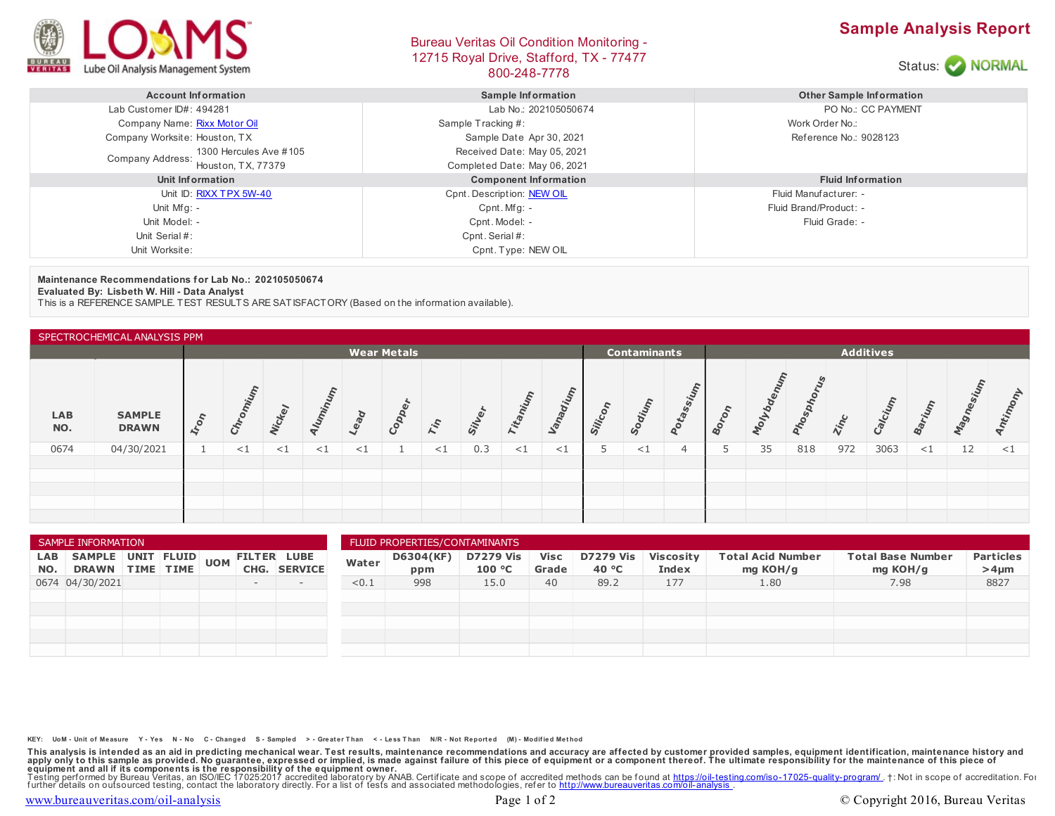# Sample Analysis Report

Bureau Veritas Oil Condition Monitoring - 12715 Royal Drive, Stafford, TX - 77477
800-248-7778

LOAMS Lube Oil Analysis Management System

Status: NORMAL

| Account Information | | Sample Information | | Other Sample Information | |
|---|---|---|---|---|---|
| Lab Customer ID#: | 494281 | Lab No.: | 202105050674 | PO No.: | CC PAYMENT |
| Company Name: | Rixx Motor Oil | Sample Tracking #: | | Work Order No.: | |
| Company Worksite: | Houston, TX | Sample Date | Apr 30, 2021 | Reference No.: | 9028123 |
| Company Address: | 1300 Hercules Ave #105 Houston, TX, 77379 | Received Date: | May 05, 2021 | | |
| | | Completed Date: | May 06, 2021 | | |

| Unit Information | | Component Information | | Fluid Information | |
|---|---|---|---|---|---|
| Unit ID: | RIXX TPX 5W-40 | Cpnt. Description: | NEW OIL | Fluid Manufacturer: | - |
| Unit Mfg: | - | Cpnt. Mfg: | - | Fluid Brand/Product: | - |
| Unit Model: | - | Cpnt. Model: | - | Fluid Grade: | - |
| Unit Serial #: | | Cpnt. Serial #: | | | |
| Unit Worksite: | | Cpnt. Type: | NEW OIL | | |

**Maintenance Recommendations for Lab No.: 202105050674**
**Evaluated By: Lisbeth W. Hill - Data Analyst**
This is a REFERENCE SAMPLE. TEST RESULTS ARE SATISFACTORY (Based on the information available).

## SPECTROCHEMICAL ANALYSIS PPM

| | | Wear Metals | | | | | | | | | | Contaminants | | | Additives | | | | | | | | |
|---|---|---|---|---|---|---|---|---|---|---|---|---|---|---|---|---|---|---|---|---|---|---|---|
| LAB NO. | SAMPLE DRAWN | Iron | Chromium | Nickel | Aluminum | Lead | Copper | Tin | Silver | Titanium | Vanadium | Silicon | Sodium | Potassium | Boron | Molybdenum | Phosphorus | Zinc | Calcium | Barium | Magnesium | Antimony |
| 0674 | 04/30/2021 | 1 | <1 | <1 | <1 | <1 | 1 | <1 | 0.3 | <1 | <1 | 5 | <1 | 4 | 5 | 35 | 818 | 972 | 3063 | <1 | 12 | <1 |

## SAMPLE INFORMATION

| LAB NO. | SAMPLE DRAWN | UNIT TIME | FLUID TIME | UOM | FILTER CHG. | LUBE SERVICE |
|---|---|---|---|---|---|---|
| 0674 | 04/30/2021 | | | | - | - |

## FLUID PROPERTIES/CONTAMINANTS

| Water | D6304(KF) ppm | D7279 Vis 100 °C | Visc Grade | D7279 Vis 40 °C | Viscosity Index | Total Acid Number mg KOH/g | Total Base Number mg KOH/g | Particles >4µm |
|---|---|---|---|---|---|---|---|---|
| <0.1 | 998 | 15.0 | 40 | 89.2 | 177 | 1.80 | 7.98 | 8827 |

KEY: UoM - Unit of Measure Y - Yes N - No C - Changed S - Sampled > - Greater Than < - Less Than N/R - Not Reported (M) - Modified Method

**This analysis is intended as an aid in predicting mechanical wear. Test results, maintenance recommendations and accuracy are affected by customer provided samples, equipment identification, maintenance history and apply only to this sample as provided. No guarantee, expressed or implied, is made against failure of this piece of equipment or a component thereof. The ultimate responsibility for the maintenance of this piece of equipment and all if its components is the responsibility of the equipment owner.**

Testing performed by Bureau Veritas, an ISO/IEC 17025:2017 accredited laboratory by ANAB. Certificate and scope of accredited methods can be found at https://oil-testing.com/iso-17025-quality-program/ . †: Not in scope of accreditation. For further details on outsourced testing, contact the laboratory directly. For a list of tests and associated methodologies, refer to http://www.bureauveritas.com/oil-analysis .

www.bureauveritas.com/oil-analysis

© Copyright 2016, Bureau Veritas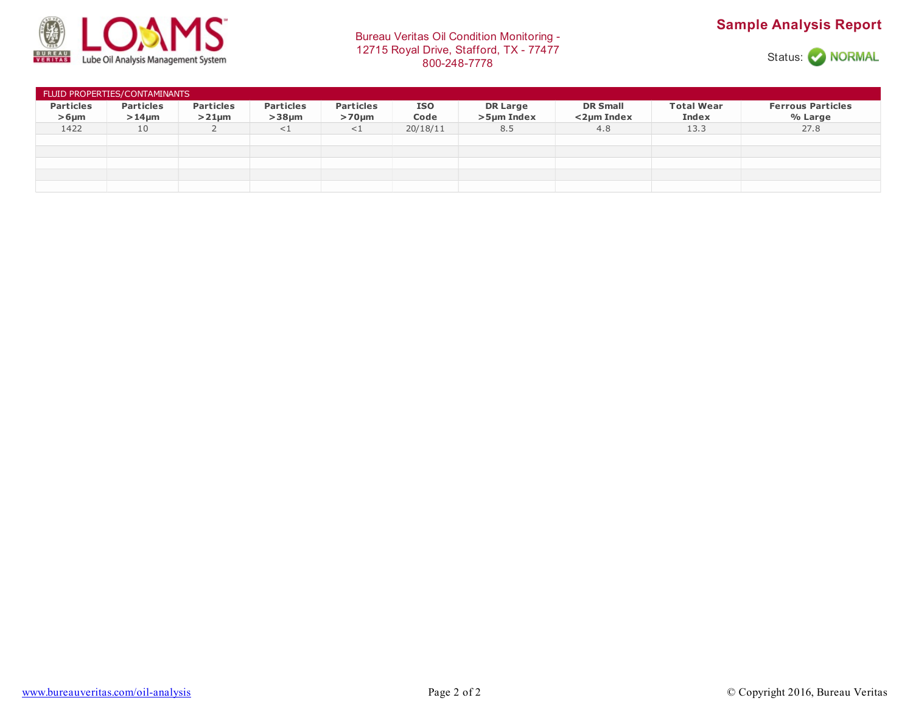Bureau Veritas Oil Condition Monitoring - 12715 Royal Drive, Stafford, TX - 77477
800-248-7778

## Sample Analysis Report

Status: NORMAL

### FLUID PROPERTIES/CONTAMINANTS

| Particles >6µm | Particles >14µm | Particles >21µm | Particles >38µm | Particles >70µm | ISO Code | DR Large >5µm Index | DR Small <2µm Index | Total Wear Index | Ferrous Particles % Large |
|---|---|---|---|---|---|---|---|---|---|
| 1422 | 10 | 2 | <1 | <1 | 20/18/11 | 8.5 | 4.8 | 13.3 | 27.8 |
| | | | | | | | | | |
| | | | | | | | | | |
| | | | | | | | | | |
| | | | | | | | | | |
| | | | | | | | | | |

www.bureauveritas.com/oil-analysis

© Copyright 2016, Bureau Veritas